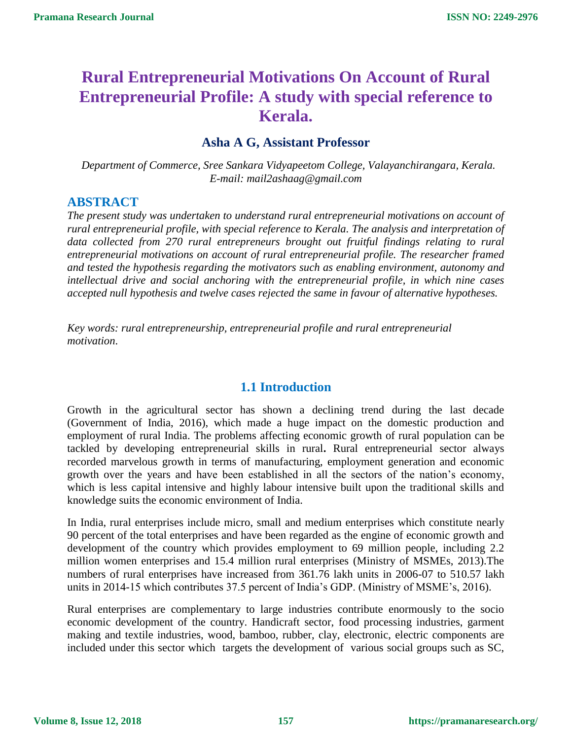# Rural Entrepreneurial Motivations On Account of Rural Entrepreneurial Profile: A study with special reference to Kerala.

### Asha A G, Assistant Professor

*Department of Commerce, Sree Sankara Vidyapeetom College, Valayanchirangara, Kerala.*
*E-mail: mail2ashaag@gmail.com*

## ABSTRACT

*The present study was undertaken to understand rural entrepreneurial motivations on account of rural entrepreneurial profile, with special reference to Kerala. The analysis and interpretation of data collected from 270 rural entrepreneurs brought out fruitful findings relating to rural entrepreneurial motivations on account of rural entrepreneurial profile. The researcher framed and tested the hypothesis regarding the motivators such as enabling environment, autonomy and intellectual drive and social anchoring with the entrepreneurial profile, in which nine cases accepted null hypothesis and twelve cases rejected the same in favour of alternative hypotheses.*

*Key words: rural entrepreneurship, entrepreneurial profile and rural entrepreneurial motivation.*

## 1.1 Introduction

Growth in the agricultural sector has shown a declining trend during the last decade (Government of India, 2016), which made a huge impact on the domestic production and employment of rural India. The problems affecting economic growth of rural population can be tackled by developing entrepreneurial skills in rural**.** Rural entrepreneurial sector always recorded marvelous growth in terms of manufacturing, employment generation and economic growth over the years and have been established in all the sectors of the nation's economy, which is less capital intensive and highly labour intensive built upon the traditional skills and knowledge suits the economic environment of India.

In India, rural enterprises include micro, small and medium enterprises which constitute nearly 90 percent of the total enterprises and have been regarded as the engine of economic growth and development of the country which provides employment to 69 million people, including 2.2 million women enterprises and 15.4 million rural enterprises (Ministry of MSMEs, 2013).The numbers of rural enterprises have increased from 361.76 lakh units in 2006-07 to 510.57 lakh units in 2014-15 which contributes 37.5 percent of India's GDP. (Ministry of MSME's, 2016).

Rural enterprises are complementary to large industries contribute enormously to the socio economic development of the country. Handicraft sector, food processing industries, garment making and textile industries, wood, bamboo, rubber, clay, electronic, electric components are included under this sector which targets the development of various social groups such as SC,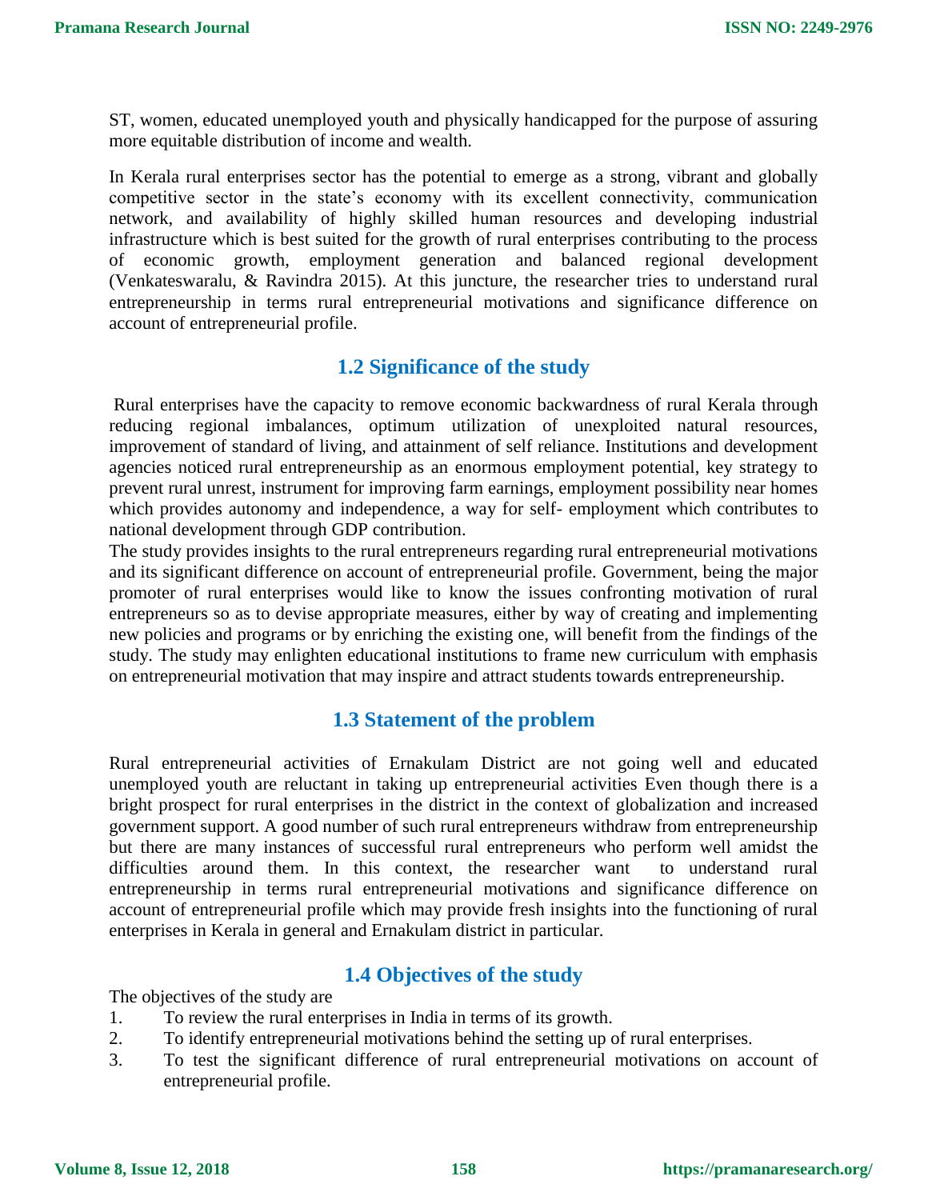ST, women, educated unemployed youth and physically handicapped for the purpose of assuring more equitable distribution of income and wealth.

In Kerala rural enterprises sector has the potential to emerge as a strong, vibrant and globally competitive sector in the state's economy with its excellent connectivity, communication network, and availability of highly skilled human resources and developing industrial infrastructure which is best suited for the growth of rural enterprises contributing to the process of economic growth, employment generation and balanced regional development (Venkateswaralu, & Ravindra 2015). At this juncture, the researcher tries to understand rural entrepreneurship in terms rural entrepreneurial motivations and significance difference on account of entrepreneurial profile.

## 1.2 Significance of the study

Rural enterprises have the capacity to remove economic backwardness of rural Kerala through reducing regional imbalances, optimum utilization of unexploited natural resources, improvement of standard of living, and attainment of self reliance. Institutions and development agencies noticed rural entrepreneurship as an enormous employment potential, key strategy to prevent rural unrest, instrument for improving farm earnings, employment possibility near homes which provides autonomy and independence, a way for self- employment which contributes to national development through GDP contribution.

The study provides insights to the rural entrepreneurs regarding rural entrepreneurial motivations and its significant difference on account of entrepreneurial profile. Government, being the major promoter of rural enterprises would like to know the issues confronting motivation of rural entrepreneurs so as to devise appropriate measures, either by way of creating and implementing new policies and programs or by enriching the existing one, will benefit from the findings of the study. The study may enlighten educational institutions to frame new curriculum with emphasis on entrepreneurial motivation that may inspire and attract students towards entrepreneurship.

## 1.3 Statement of the problem

Rural entrepreneurial activities of Ernakulam District are not going well and educated unemployed youth are reluctant in taking up entrepreneurial activities Even though there is a bright prospect for rural enterprises in the district in the context of globalization and increased government support. A good number of such rural entrepreneurs withdraw from entrepreneurship but there are many instances of successful rural entrepreneurs who perform well amidst the difficulties around them. In this context, the researcher want to understand rural entrepreneurship in terms rural entrepreneurial motivations and significance difference on account of entrepreneurial profile which may provide fresh insights into the functioning of rural enterprises in Kerala in general and Ernakulam district in particular.

## 1.4 Objectives of the study

The objectives of the study are

1. To review the rural enterprises in India in terms of its growth.
2. To identify entrepreneurial motivations behind the setting up of rural enterprises.
3. To test the significant difference of rural entrepreneurial motivations on account of entrepreneurial profile.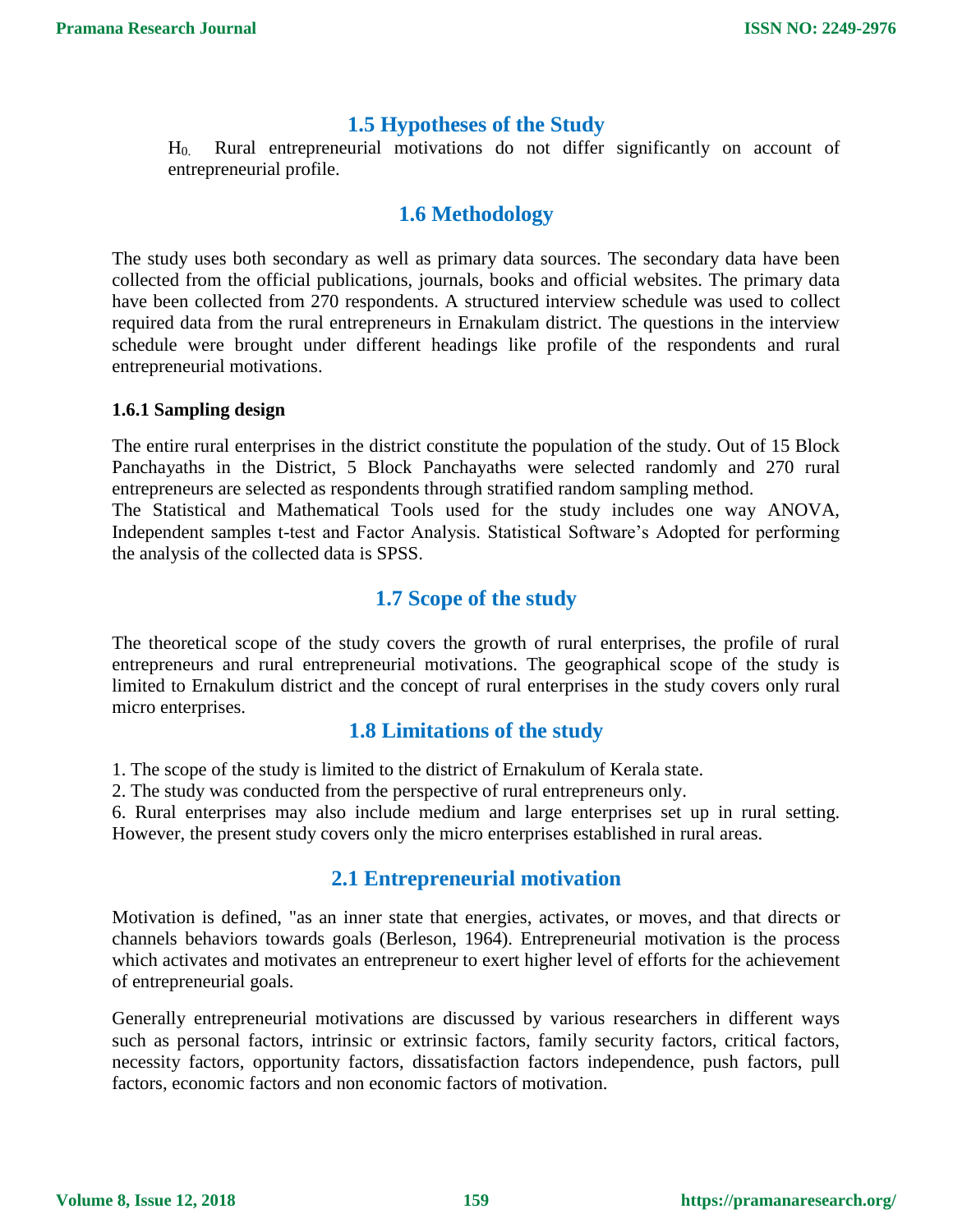## 1.5 Hypotheses of the Study

$H_0$. Rural entrepreneurial motivations do not differ significantly on account of entrepreneurial profile.

## 1.6 Methodology

The study uses both secondary as well as primary data sources. The secondary data have been collected from the official publications, journals, books and official websites. The primary data have been collected from 270 respondents. A structured interview schedule was used to collect required data from the rural entrepreneurs in Ernakulam district. The questions in the interview schedule were brought under different headings like profile of the respondents and rural entrepreneurial motivations.

### 1.6.1 Sampling design

The entire rural enterprises in the district constitute the population of the study. Out of 15 Block Panchayaths in the District, 5 Block Panchayaths were selected randomly and 270 rural entrepreneurs are selected as respondents through stratified random sampling method.

The Statistical and Mathematical Tools used for the study includes one way ANOVA, Independent samples t-test and Factor Analysis. Statistical Software's Adopted for performing the analysis of the collected data is SPSS.

## 1.7 Scope of the study

The theoretical scope of the study covers the growth of rural enterprises, the profile of rural entrepreneurs and rural entrepreneurial motivations. The geographical scope of the study is limited to Ernakulum district and the concept of rural enterprises in the study covers only rural micro enterprises.

## 1.8 Limitations of the study

1. The scope of the study is limited to the district of Ernakulum of Kerala state.
2. The study was conducted from the perspective of rural entrepreneurs only.
6. Rural enterprises may also include medium and large enterprises set up in rural setting. However, the present study covers only the micro enterprises established in rural areas.

## 2.1 Entrepreneurial motivation

Motivation is defined, "as an inner state that energies, activates, or moves, and that directs or channels behaviors towards goals (Berleson, 1964). Entrepreneurial motivation is the process which activates and motivates an entrepreneur to exert higher level of efforts for the achievement of entrepreneurial goals.

Generally entrepreneurial motivations are discussed by various researchers in different ways such as personal factors, intrinsic or extrinsic factors, family security factors, critical factors, necessity factors, opportunity factors, dissatisfaction factors independence, push factors, pull factors, economic factors and non economic factors of motivation.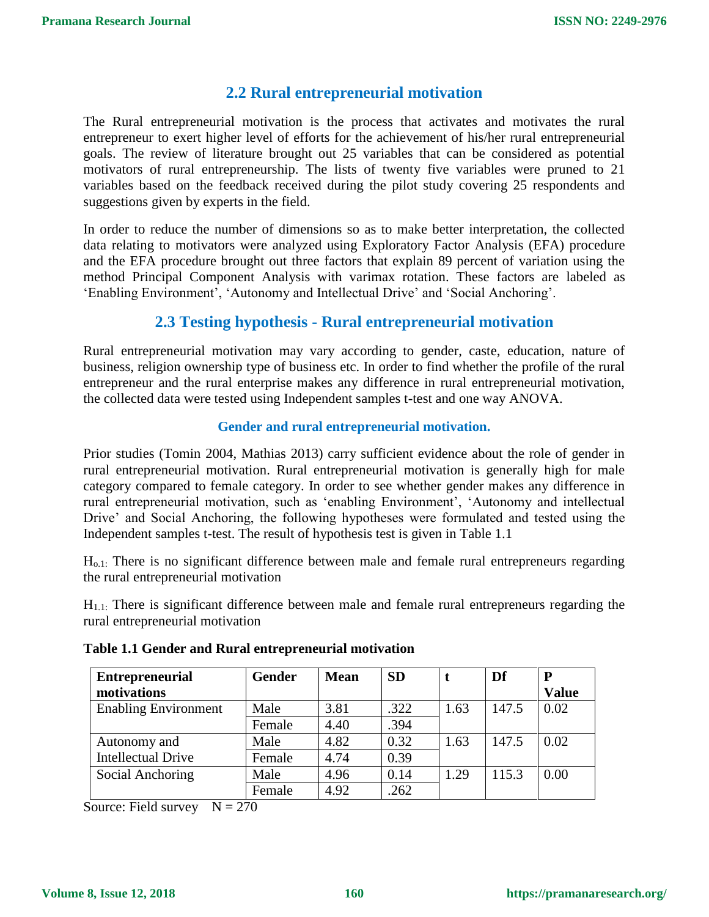## 2.2 Rural entrepreneurial motivation

The Rural entrepreneurial motivation is the process that activates and motivates the rural entrepreneur to exert higher level of efforts for the achievement of his/her rural entrepreneurial goals. The review of literature brought out 25 variables that can be considered as potential motivators of rural entrepreneurship. The lists of twenty five variables were pruned to 21 variables based on the feedback received during the pilot study covering 25 respondents and suggestions given by experts in the field.

In order to reduce the number of dimensions so as to make better interpretation, the collected data relating to motivators were analyzed using Exploratory Factor Analysis (EFA) procedure and the EFA procedure brought out three factors that explain 89 percent of variation using the method Principal Component Analysis with varimax rotation. These factors are labeled as 'Enabling Environment', 'Autonomy and Intellectual Drive' and 'Social Anchoring'.

## 2.3 Testing hypothesis - Rural entrepreneurial motivation

Rural entrepreneurial motivation may vary according to gender, caste, education, nature of business, religion ownership type of business etc. In order to find whether the profile of the rural entrepreneur and the rural enterprise makes any difference in rural entrepreneurial motivation, the collected data were tested using Independent samples t-test and one way ANOVA.

### Gender and rural entrepreneurial motivation.

Prior studies (Tomin 2004, Mathias 2013) carry sufficient evidence about the role of gender in rural entrepreneurial motivation. Rural entrepreneurial motivation is generally high for male category compared to female category. In order to see whether gender makes any difference in rural entrepreneurial motivation, such as 'enabling Environment', 'Autonomy and intellectual Drive' and Social Anchoring, the following hypotheses were formulated and tested using the Independent samples t-test. The result of hypothesis test is given in Table 1.1

$H_{o.1:}$ There is no significant difference between male and female rural entrepreneurs regarding the rural entrepreneurial motivation

$H_{1.1:}$ There is significant difference between male and female rural entrepreneurs regarding the rural entrepreneurial motivation

**Table 1.1 Gender and Rural entrepreneurial motivation**

| Entrepreneurial motivations | Gender | Mean | SD | t | Df | P Value |
|---|---|---|---|---|---|---|
| Enabling Environment | Male | 3.81 | .322 | 1.63 | 147.5 | 0.02 |
| | Female | 4.40 | .394 | | | |
| Autonomy and Intellectual Drive | Male | 4.82 | 0.32 | 1.63 | 147.5 | 0.02 |
| | Female | 4.74 | 0.39 | | | |
| Social Anchoring | Male | 4.96 | 0.14 | 1.29 | 115.3 | 0.00 |
| | Female | 4.92 | .262 | | | |

Source: Field survey N = 270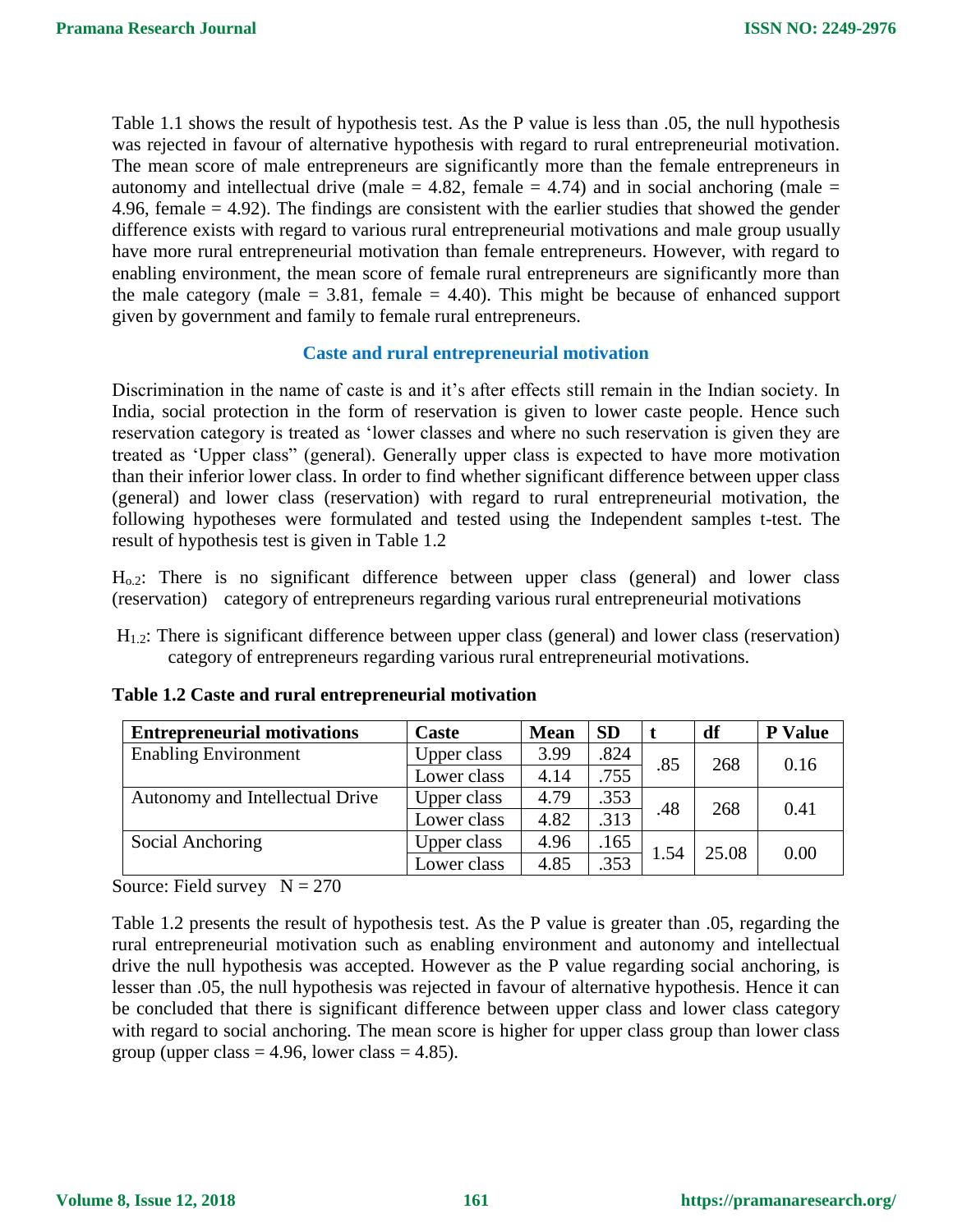Table 1.1 shows the result of hypothesis test. As the P value is less than .05, the null hypothesis was rejected in favour of alternative hypothesis with regard to rural entrepreneurial motivation. The mean score of male entrepreneurs are significantly more than the female entrepreneurs in autonomy and intellectual drive (male = 4.82, female = 4.74) and in social anchoring (male = 4.96, female = 4.92). The findings are consistent with the earlier studies that showed the gender difference exists with regard to various rural entrepreneurial motivations and male group usually have more rural entrepreneurial motivation than female entrepreneurs. However, with regard to enabling environment, the mean score of female rural entrepreneurs are significantly more than the male category (male = 3.81, female = 4.40). This might be because of enhanced support given by government and family to female rural entrepreneurs.

### Caste and rural entrepreneurial motivation

Discrimination in the name of caste is and it's after effects still remain in the Indian society. In India, social protection in the form of reservation is given to lower caste people. Hence such reservation category is treated as 'lower classes and where no such reservation is given they are treated as 'Upper class" (general). Generally upper class is expected to have more motivation than their inferior lower class. In order to find whether significant difference between upper class (general) and lower class (reservation) with regard to rural entrepreneurial motivation, the following hypotheses were formulated and tested using the Independent samples t-test. The result of hypothesis test is given in Table 1.2

$H_{o.2}$: There is no significant difference between upper class (general) and lower class (reservation) category of entrepreneurs regarding various rural entrepreneurial motivations

$H_{1.2}$: There is significant difference between upper class (general) and lower class (reservation) category of entrepreneurs regarding various rural entrepreneurial motivations.

**Table 1.2 Caste and rural entrepreneurial motivation**

| Entrepreneurial motivations | Caste | Mean | SD | t | df | P Value |
|---|---|---|---|---|---|---|
| Enabling Environment | Upper class | 3.99 | .824 | .85 | 268 | 0.16 |
| | Lower class | 4.14 | .755 | | | |
| Autonomy and Intellectual Drive | Upper class | 4.79 | .353 | .48 | 268 | 0.41 |
| | Lower class | 4.82 | .313 | | | |
| Social Anchoring | Upper class | 4.96 | .165 | 1.54 | 25.08 | 0.00 |
| | Lower class | 4.85 | .353 | | | |

Source: Field survey N = 270

Table 1.2 presents the result of hypothesis test. As the P value is greater than .05, regarding the rural entrepreneurial motivation such as enabling environment and autonomy and intellectual drive the null hypothesis was accepted. However as the P value regarding social anchoring, is lesser than .05, the null hypothesis was rejected in favour of alternative hypothesis. Hence it can be concluded that there is significant difference between upper class and lower class category with regard to social anchoring. The mean score is higher for upper class group than lower class group (upper class = 4.96, lower class = 4.85).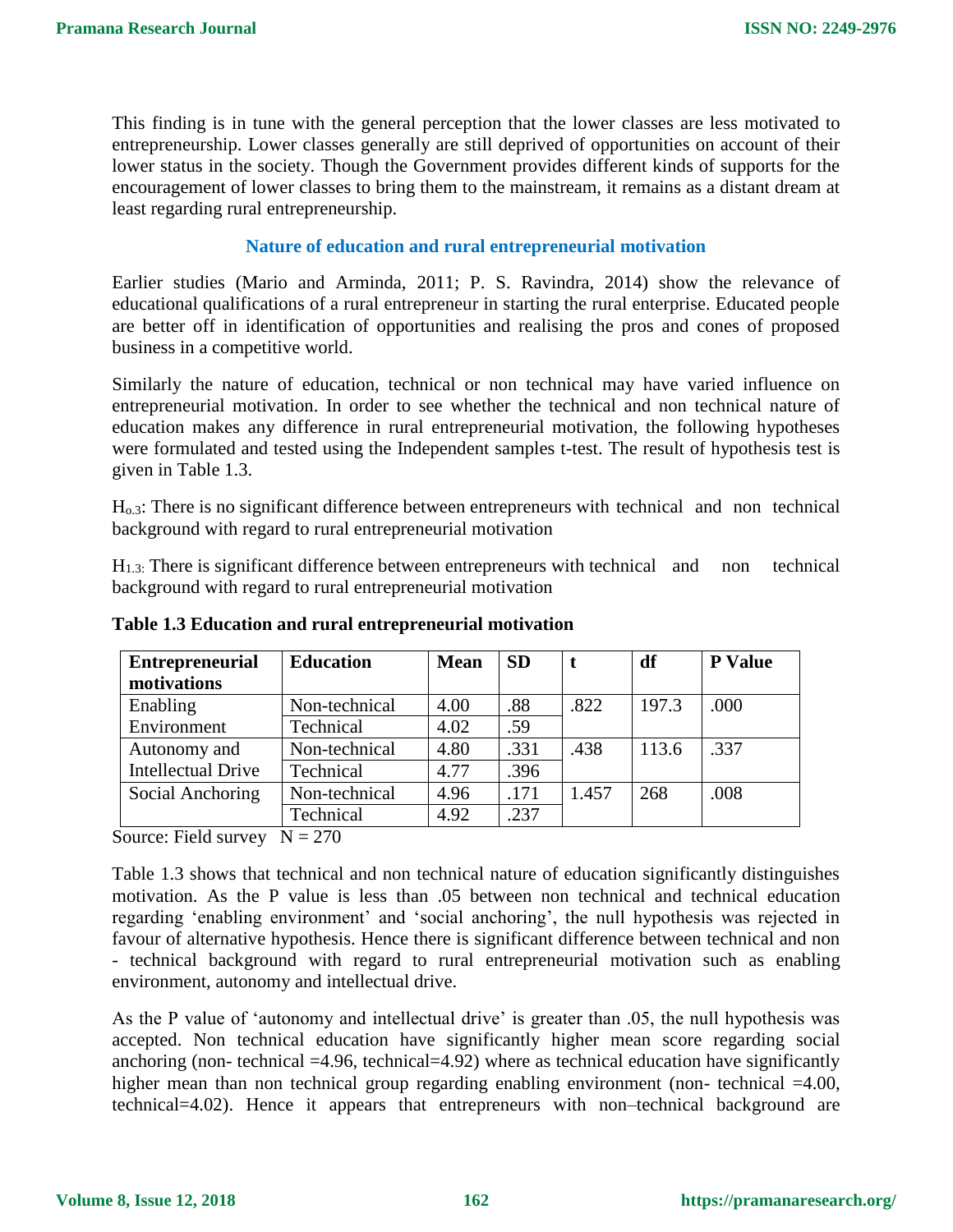This finding is in tune with the general perception that the lower classes are less motivated to entrepreneurship. Lower classes generally are still deprived of opportunities on account of their lower status in the society. Though the Government provides different kinds of supports for the encouragement of lower classes to bring them to the mainstream, it remains as a distant dream at least regarding rural entrepreneurship.

### Nature of education and rural entrepreneurial motivation

Earlier studies (Mario and Arminda, 2011; P. S. Ravindra, 2014) show the relevance of educational qualifications of a rural entrepreneur in starting the rural enterprise. Educated people are better off in identification of opportunities and realising the pros and cones of proposed business in a competitive world.

Similarly the nature of education, technical or non technical may have varied influence on entrepreneurial motivation. In order to see whether the technical and non technical nature of education makes any difference in rural entrepreneurial motivation, the following hypotheses were formulated and tested using the Independent samples t-test. The result of hypothesis test is given in Table 1.3.

$H_{o.3}$: There is no significant difference between entrepreneurs with technical and non technical background with regard to rural entrepreneurial motivation

$H_{1.3:}$ There is significant difference between entrepreneurs with technical and non technical background with regard to rural entrepreneurial motivation

**Table 1.3 Education and rural entrepreneurial motivation**

| Entrepreneurial motivations | Education | Mean | SD | t | df | P Value |
|---|---|---|---|---|---|---|
| Enabling Environment | Non-technical | 4.00 | .88 | .822 | 197.3 | .000 |
| | Technical | 4.02 | .59 | | | |
| Autonomy and Intellectual Drive | Non-technical | 4.80 | .331 | .438 | 113.6 | .337 |
| | Technical | 4.77 | .396 | | | |
| Social Anchoring | Non-technical | 4.96 | .171 | 1.457 | 268 | .008 |
| | Technical | 4.92 | .237 | | | |

Source: Field survey N = 270

Table 1.3 shows that technical and non technical nature of education significantly distinguishes motivation. As the P value is less than .05 between non technical and technical education regarding 'enabling environment' and 'social anchoring', the null hypothesis was rejected in favour of alternative hypothesis. Hence there is significant difference between technical and non - technical background with regard to rural entrepreneurial motivation such as enabling environment, autonomy and intellectual drive.

As the P value of 'autonomy and intellectual drive' is greater than .05, the null hypothesis was accepted. Non technical education have significantly higher mean score regarding social anchoring (non- technical =4.96, technical=4.92) where as technical education have significantly higher mean than non technical group regarding enabling environment (non- technical =4.00, technical=4.02). Hence it appears that entrepreneurs with non–technical background are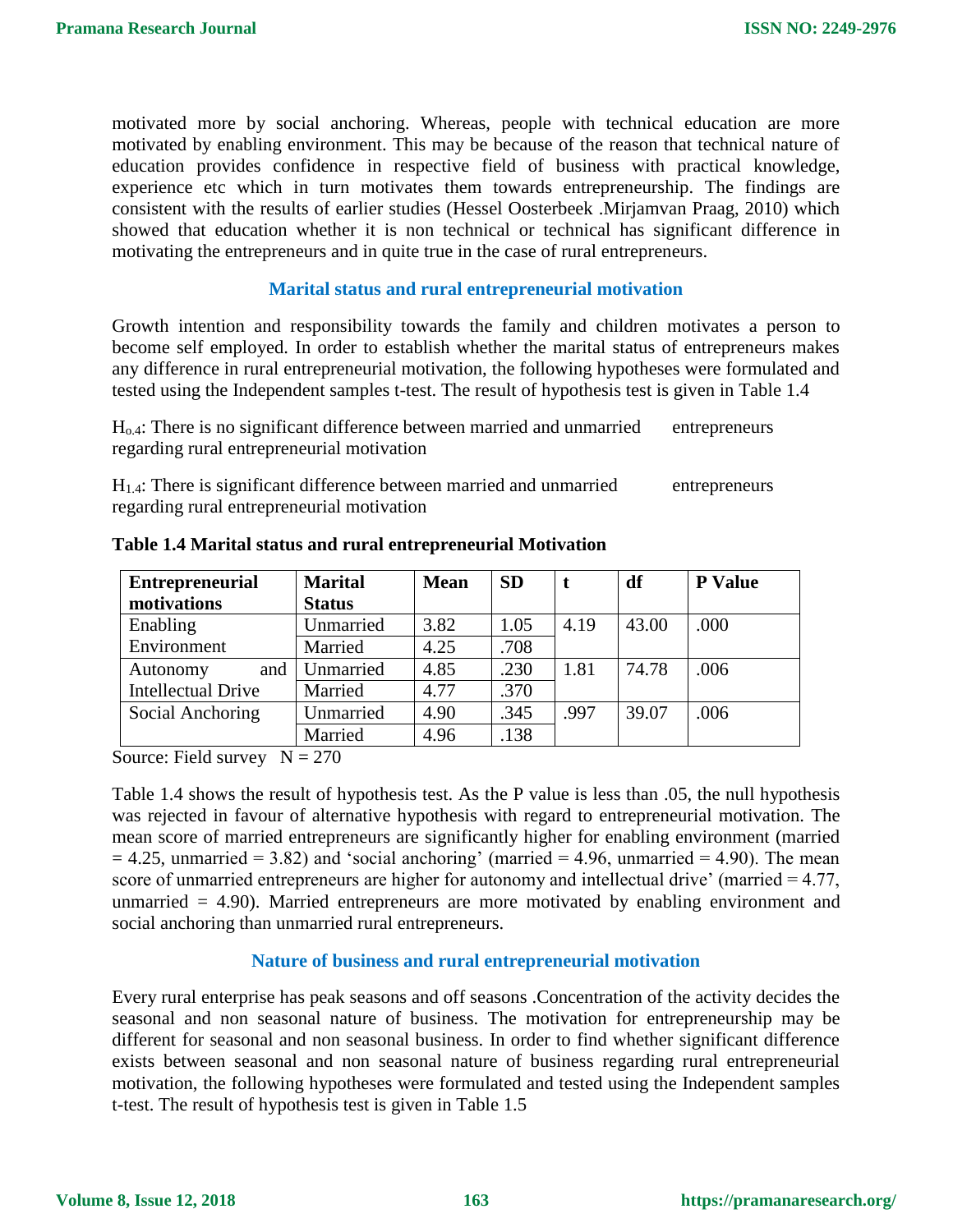motivated more by social anchoring. Whereas, people with technical education are more motivated by enabling environment. This may be because of the reason that technical nature of education provides confidence in respective field of business with practical knowledge, experience etc which in turn motivates them towards entrepreneurship. The findings are consistent with the results of earlier studies (Hessel Oosterbeek .Mirjamvan Praag, 2010) which showed that education whether it is non technical or technical has significant difference in motivating the entrepreneurs and in quite true in the case of rural entrepreneurs.

### Marital status and rural entrepreneurial motivation

Growth intention and responsibility towards the family and children motivates a person to become self employed. In order to establish whether the marital status of entrepreneurs makes any difference in rural entrepreneurial motivation, the following hypotheses were formulated and tested using the Independent samples t-test. The result of hypothesis test is given in Table 1.4

$H_{o.4}$: There is no significant difference between married and unmarried entrepreneurs regarding rural entrepreneurial motivation

$H_{1.4}$: There is significant difference between married and unmarried entrepreneurs regarding rural entrepreneurial motivation

**Table 1.4 Marital status and rural entrepreneurial Motivation**

| Entrepreneurial motivations | Marital Status | Mean | SD | t | df | P Value |
|---|---|---|---|---|---|---|
| Enabling Environment | Unmarried | 3.82 | 1.05 | 4.19 | 43.00 | .000 |
| | Married | 4.25 | .708 | | | |
| Autonomy and Intellectual Drive | Unmarried | 4.85 | .230 | 1.81 | 74.78 | .006 |
| | Married | 4.77 | .370 | | | |
| Social Anchoring | Unmarried | 4.90 | .345 | .997 | 39.07 | .006 |
| | Married | 4.96 | .138 | | | |

Source: Field survey N = 270

Table 1.4 shows the result of hypothesis test. As the P value is less than .05, the null hypothesis was rejected in favour of alternative hypothesis with regard to entrepreneurial motivation. The mean score of married entrepreneurs are significantly higher for enabling environment (married = 4.25, unmarried = 3.82) and 'social anchoring' (married = 4.96, unmarried = 4.90). The mean score of unmarried entrepreneurs are higher for autonomy and intellectual drive' (married = 4.77, unmarried = 4.90). Married entrepreneurs are more motivated by enabling environment and social anchoring than unmarried rural entrepreneurs.

### Nature of business and rural entrepreneurial motivation

Every rural enterprise has peak seasons and off seasons .Concentration of the activity decides the seasonal and non seasonal nature of business. The motivation for entrepreneurship may be different for seasonal and non seasonal business. In order to find whether significant difference exists between seasonal and non seasonal nature of business regarding rural entrepreneurial motivation, the following hypotheses were formulated and tested using the Independent samples t-test. The result of hypothesis test is given in Table 1.5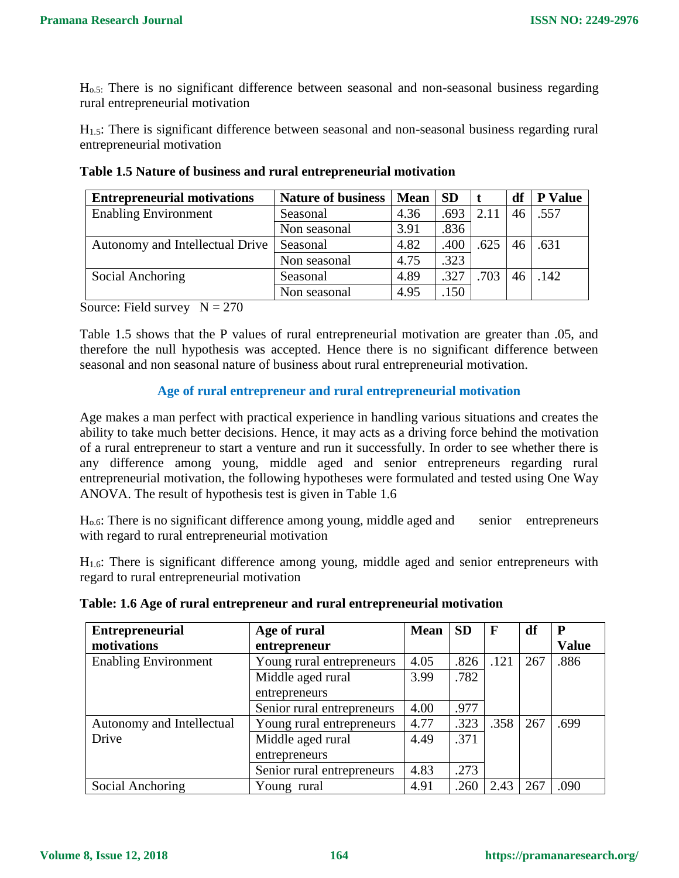$H_{o.5}$: There is no significant difference between seasonal and non-seasonal business regarding rural entrepreneurial motivation

$H_{1.5}$: There is significant difference between seasonal and non-seasonal business regarding rural entrepreneurial motivation

**Table 1.5 Nature of business and rural entrepreneurial motivation**

| Entrepreneurial motivations | Nature of business | Mean | SD | t | df | P Value |
|---|---|---|---|---|---|---|
| Enabling Environment | Seasonal | 4.36 | .693 | 2.11 | 46 | .557 |
| | Non seasonal | 3.91 | .836 | | | |
| Autonomy and Intellectual Drive | Seasonal | 4.82 | .400 | .625 | 46 | .631 |
| | Non seasonal | 4.75 | .323 | | | |
| Social Anchoring | Seasonal | 4.89 | .327 | .703 | 46 | .142 |
| | Non seasonal | 4.95 | .150 | | | |

Source: Field survey N = 270

Table 1.5 shows that the P values of rural entrepreneurial motivation are greater than .05, and therefore the null hypothesis was accepted. Hence there is no significant difference between seasonal and non seasonal nature of business about rural entrepreneurial motivation.

## Age of rural entrepreneur and rural entrepreneurial motivation

Age makes a man perfect with practical experience in handling various situations and creates the ability to take much better decisions. Hence, it may acts as a driving force behind the motivation of a rural entrepreneur to start a venture and run it successfully. In order to see whether there is any difference among young, middle aged and senior entrepreneurs regarding rural entrepreneurial motivation, the following hypotheses were formulated and tested using One Way ANOVA. The result of hypothesis test is given in Table 1.6

$H_{o.6}$: There is no significant difference among young, middle aged and senior entrepreneurs with regard to rural entrepreneurial motivation

$H_{1.6}$: There is significant difference among young, middle aged and senior entrepreneurs with regard to rural entrepreneurial motivation

**Table: 1.6 Age of rural entrepreneur and rural entrepreneurial motivation**

| Entrepreneurial motivations | Age of rural entrepreneur | Mean | SD | F | df | P Value |
|---|---|---|---|---|---|---|
| Enabling Environment | Young rural entrepreneurs | 4.05 | .826 | .121 | 267 | .886 |
| | Middle aged rural entrepreneurs | 3.99 | .782 | | | |
| | Senior rural entrepreneurs | 4.00 | .977 | | | |
| Autonomy and Intellectual Drive | Young rural entrepreneurs | 4.77 | .323 | .358 | 267 | .699 |
| | Middle aged rural entrepreneurs | 4.49 | .371 | | | |
| | Senior rural entrepreneurs | 4.83 | .273 | | | |
| Social Anchoring | Young rural | 4.91 | .260 | 2.43 | 267 | .090 |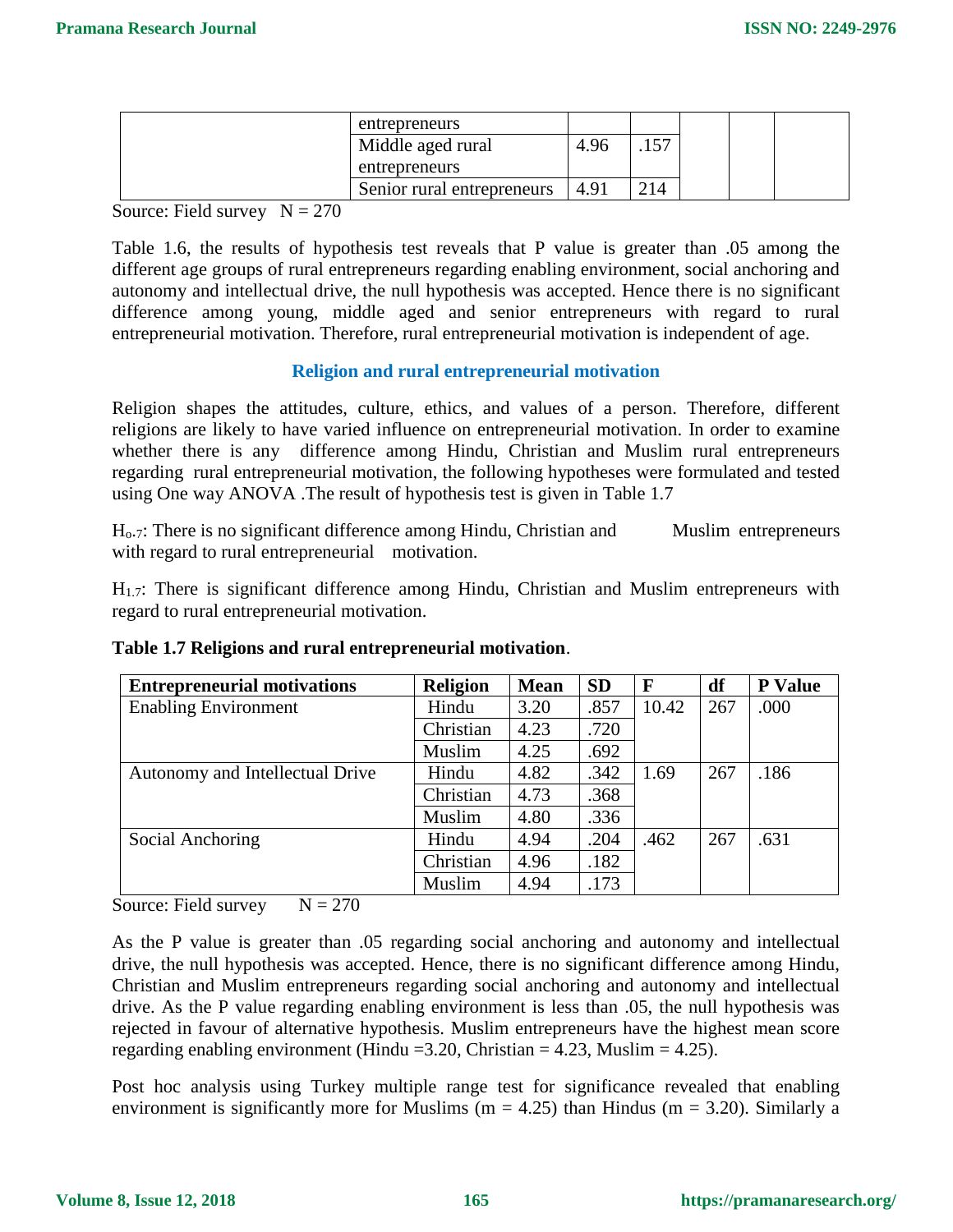| | entrepreneurs | | | | | |
|---|---|---|---|---|---|---|
| | Middle aged rural entrepreneurs | 4.96 | .157 | | | |
| | Senior rural entrepreneurs | 4.91 | 214 | | | |

Source: Field survey N = 270

Table 1.6, the results of hypothesis test reveals that P value is greater than .05 among the different age groups of rural entrepreneurs regarding enabling environment, social anchoring and autonomy and intellectual drive, the null hypothesis was accepted. Hence there is no significant difference among young, middle aged and senior entrepreneurs with regard to rural entrepreneurial motivation. Therefore, rural entrepreneurial motivation is independent of age.

### Religion and rural entrepreneurial motivation

Religion shapes the attitudes, culture, ethics, and values of a person. Therefore, different religions are likely to have varied influence on entrepreneurial motivation. In order to examine whether there is any difference among Hindu, Christian and Muslim rural entrepreneurs regarding rural entrepreneurial motivation, the following hypotheses were formulated and tested using One way ANOVA .The result of hypothesis test is given in Table 1.7

$H_{o.7}$: There is no significant difference among Hindu, Christian and Muslim entrepreneurs with regard to rural entrepreneurial motivation.

$H_{1.7}$: There is significant difference among Hindu, Christian and Muslim entrepreneurs with regard to rural entrepreneurial motivation.

**Table 1.7 Religions and rural entrepreneurial motivation**.

| Entrepreneurial motivations | Religion | Mean | SD | F | df | P Value |
|---|---|---|---|---|---|---|
| Enabling Environment | Hindu | 3.20 | .857 | 10.42 | 267 | .000 |
| | Christian | 4.23 | .720 | | | |
| | Muslim | 4.25 | .692 | | | |
| Autonomy and Intellectual Drive | Hindu | 4.82 | .342 | 1.69 | 267 | .186 |
| | Christian | 4.73 | .368 | | | |
| | Muslim | 4.80 | .336 | | | |
| Social Anchoring | Hindu | 4.94 | .204 | .462 | 267 | .631 |
| | Christian | 4.96 | .182 | | | |
| | Muslim | 4.94 | .173 | | | |

Source: Field survey N = 270

As the P value is greater than .05 regarding social anchoring and autonomy and intellectual drive, the null hypothesis was accepted. Hence, there is no significant difference among Hindu, Christian and Muslim entrepreneurs regarding social anchoring and autonomy and intellectual drive. As the P value regarding enabling environment is less than .05, the null hypothesis was rejected in favour of alternative hypothesis. Muslim entrepreneurs have the highest mean score regarding enabling environment (Hindu =3.20, Christian = 4.23, Muslim = 4.25).

Post hoc analysis using Turkey multiple range test for significance revealed that enabling environment is significantly more for Muslims (m = 4.25) than Hindus (m = 3.20). Similarly a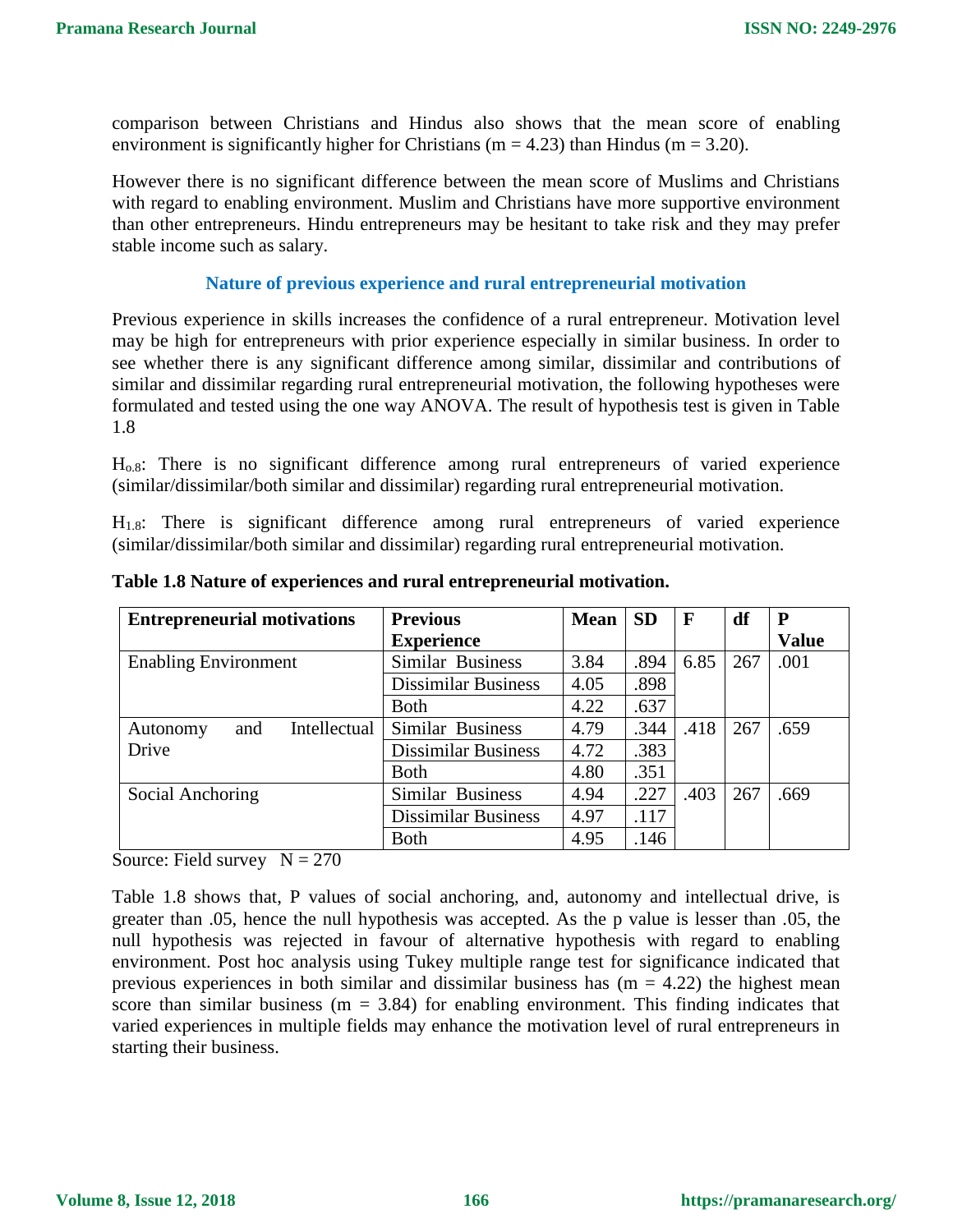comparison between Christians and Hindus also shows that the mean score of enabling environment is significantly higher for Christians (m = 4.23) than Hindus (m = 3.20).

However there is no significant difference between the mean score of Muslims and Christians with regard to enabling environment. Muslim and Christians have more supportive environment than other entrepreneurs. Hindu entrepreneurs may be hesitant to take risk and they may prefer stable income such as salary.

### Nature of previous experience and rural entrepreneurial motivation

Previous experience in skills increases the confidence of a rural entrepreneur. Motivation level may be high for entrepreneurs with prior experience especially in similar business. In order to see whether there is any significant difference among similar, dissimilar and contributions of similar and dissimilar regarding rural entrepreneurial motivation, the following hypotheses were formulated and tested using the one way ANOVA. The result of hypothesis test is given in Table 1.8

$H_{o.8}$: There is no significant difference among rural entrepreneurs of varied experience (similar/dissimilar/both similar and dissimilar) regarding rural entrepreneurial motivation.

$H_{1.8}$: There is significant difference among rural entrepreneurs of varied experience (similar/dissimilar/both similar and dissimilar) regarding rural entrepreneurial motivation.

**Table 1.8 Nature of experiences and rural entrepreneurial motivation.**

| Entrepreneurial motivations | Previous Experience | Mean | SD | F | df | P Value |
|---|---|---|---|---|---|---|
| Enabling Environment | Similar Business | 3.84 | .894 | 6.85 | 267 | .001 |
| | Dissimilar Business | 4.05 | .898 | | | |
| | Both | 4.22 | .637 | | | |
| Autonomy and Intellectual Drive | Similar Business | 4.79 | .344 | .418 | 267 | .659 |
| | Dissimilar Business | 4.72 | .383 | | | |
| | Both | 4.80 | .351 | | | |
| Social Anchoring | Similar Business | 4.94 | .227 | .403 | 267 | .669 |
| | Dissimilar Business | 4.97 | .117 | | | |
| | Both | 4.95 | .146 | | | |

Source: Field survey N = 270

Table 1.8 shows that, P values of social anchoring, and, autonomy and intellectual drive, is greater than .05, hence the null hypothesis was accepted. As the p value is lesser than .05, the null hypothesis was rejected in favour of alternative hypothesis with regard to enabling environment. Post hoc analysis using Tukey multiple range test for significance indicated that previous experiences in both similar and dissimilar business has (m = 4.22) the highest mean score than similar business (m = 3.84) for enabling environment. This finding indicates that varied experiences in multiple fields may enhance the motivation level of rural entrepreneurs in starting their business.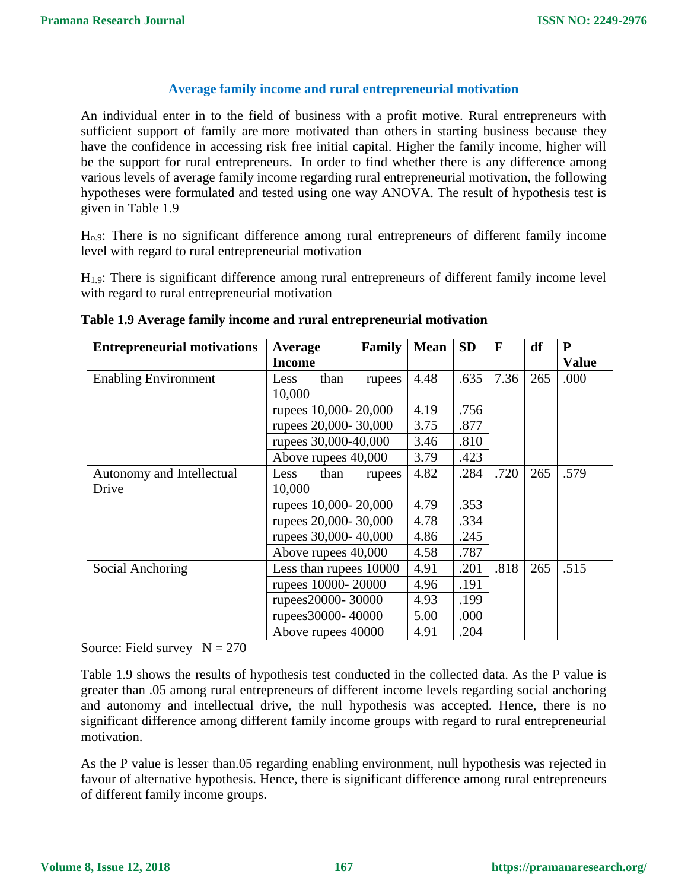### Average family income and rural entrepreneurial motivation

An individual enter in to the field of business with a profit motive. Rural entrepreneurs with sufficient support of family are more motivated than others in starting business because they have the confidence in accessing risk free initial capital. Higher the family income, higher will be the support for rural entrepreneurs. In order to find whether there is any difference among various levels of average family income regarding rural entrepreneurial motivation, the following hypotheses were formulated and tested using one way ANOVA. The result of hypothesis test is given in Table 1.9

$H_{o.9}$: There is no significant difference among rural entrepreneurs of different family income level with regard to rural entrepreneurial motivation

$H_{1.9}$: There is significant difference among rural entrepreneurs of different family income level with regard to rural entrepreneurial motivation

**Table 1.9 Average family income and rural entrepreneurial motivation**

| Entrepreneurial motivations | Average Family Income | Mean | SD | F | df | P Value |
|---|---|---|---|---|---|---|
| Enabling Environment | Less than rupees 10,000 | 4.48 | .635 | 7.36 | 265 | .000 |
| | rupees 10,000- 20,000 | 4.19 | .756 | | | |
| | rupees 20,000- 30,000 | 3.75 | .877 | | | |
| | rupees 30,000-40,000 | 3.46 | .810 | | | |
| | Above rupees 40,000 | 3.79 | .423 | | | |
| Autonomy and Intellectual Drive | Less than rupees 10,000 | 4.82 | .284 | .720 | 265 | .579 |
| | rupees 10,000- 20,000 | 4.79 | .353 | | | |
| | rupees 20,000- 30,000 | 4.78 | .334 | | | |
| | rupees 30,000- 40,000 | 4.86 | .245 | | | |
| | Above rupees 40,000 | 4.58 | .787 | | | |
| Social Anchoring | Less than rupees 10000 | 4.91 | .201 | .818 | 265 | .515 |
| | rupees 10000- 20000 | 4.96 | .191 | | | |
| | rupees20000- 30000 | 4.93 | .199 | | | |
| | rupees30000- 40000 | 5.00 | .000 | | | |
| | Above rupees 40000 | 4.91 | .204 | | | |

Source: Field survey N = 270

Table 1.9 shows the results of hypothesis test conducted in the collected data. As the P value is greater than .05 among rural entrepreneurs of different income levels regarding social anchoring and autonomy and intellectual drive, the null hypothesis was accepted. Hence, there is no significant difference among different family income groups with regard to rural entrepreneurial motivation.

As the P value is lesser than.05 regarding enabling environment, null hypothesis was rejected in favour of alternative hypothesis. Hence, there is significant difference among rural entrepreneurs of different family income groups.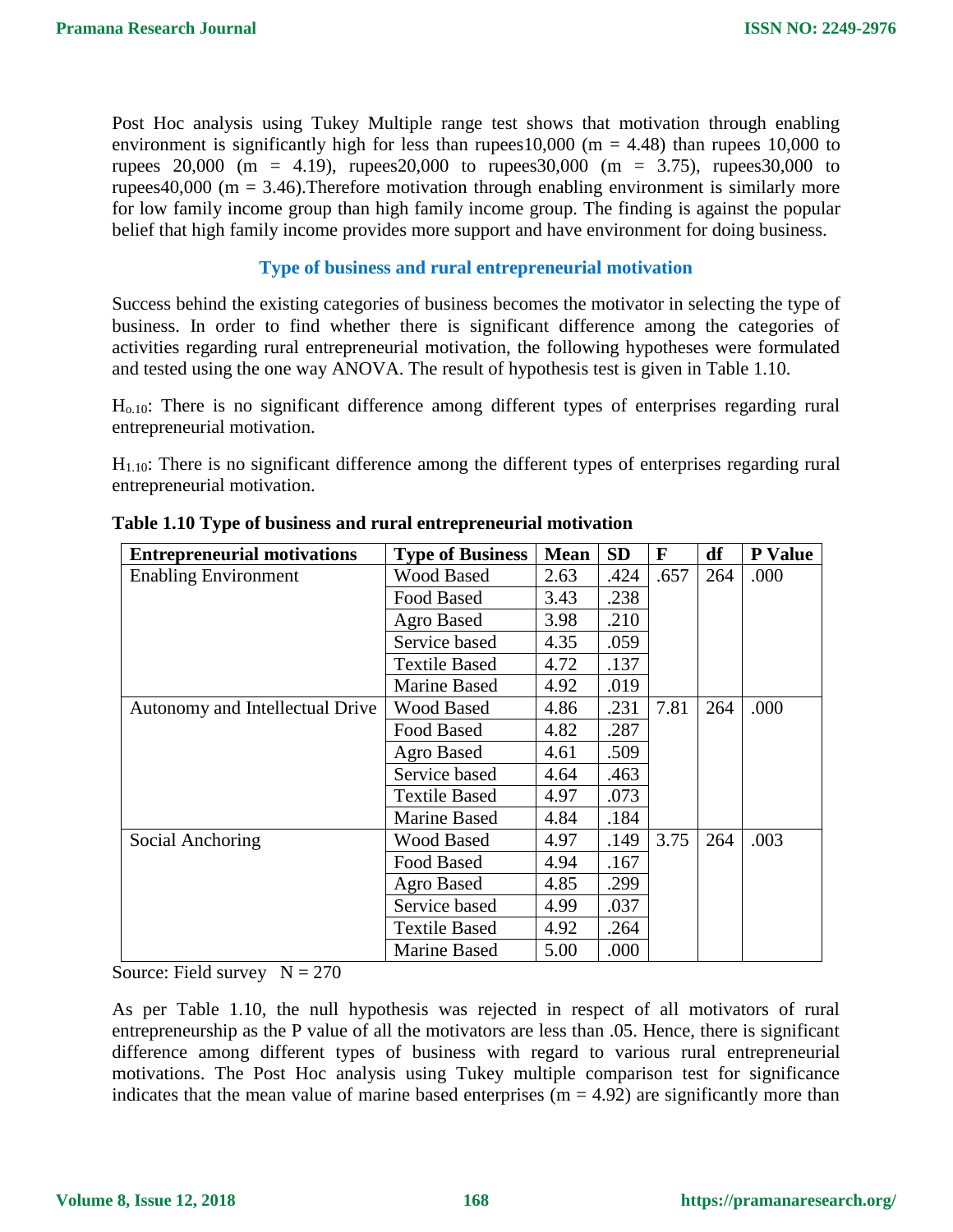Post Hoc analysis using Tukey Multiple range test shows that motivation through enabling environment is significantly high for less than rupees10,000 (m = 4.48) than rupees 10,000 to rupees 20,000 (m = 4.19), rupees20,000 to rupees30,000 (m = 3.75), rupees30,000 to rupees40,000 (m = 3.46).Therefore motivation through enabling environment is similarly more for low family income group than high family income group. The finding is against the popular belief that high family income provides more support and have environment for doing business.

### Type of business and rural entrepreneurial motivation

Success behind the existing categories of business becomes the motivator in selecting the type of business. In order to find whether there is significant difference among the categories of activities regarding rural entrepreneurial motivation, the following hypotheses were formulated and tested using the one way ANOVA. The result of hypothesis test is given in Table 1.10.

$H_{o.10}$: There is no significant difference among different types of enterprises regarding rural entrepreneurial motivation.

$H_{1.10}$: There is no significant difference among the different types of enterprises regarding rural entrepreneurial motivation.

**Table 1.10 Type of business and rural entrepreneurial motivation**

| Entrepreneurial motivations | Type of Business | Mean | SD | F | df | P Value |
|---|---|---|---|---|---|---|
| Enabling Environment | Wood Based | 2.63 | .424 | .657 | 264 | .000 |
| | Food Based | 3.43 | .238 | | | |
| | Agro Based | 3.98 | .210 | | | |
| | Service based | 4.35 | .059 | | | |
| | Textile Based | 4.72 | .137 | | | |
| | Marine Based | 4.92 | .019 | | | |
| Autonomy and Intellectual Drive | Wood Based | 4.86 | .231 | 7.81 | 264 | .000 |
| | Food Based | 4.82 | .287 | | | |
| | Agro Based | 4.61 | .509 | | | |
| | Service based | 4.64 | .463 | | | |
| | Textile Based | 4.97 | .073 | | | |
| | Marine Based | 4.84 | .184 | | | |
| Social Anchoring | Wood Based | 4.97 | .149 | 3.75 | 264 | .003 |
| | Food Based | 4.94 | .167 | | | |
| | Agro Based | 4.85 | .299 | | | |
| | Service based | 4.99 | .037 | | | |
| | Textile Based | 4.92 | .264 | | | |
| | Marine Based | 5.00 | .000 | | | |

Source: Field survey N = 270

As per Table 1.10, the null hypothesis was rejected in respect of all motivators of rural entrepreneurship as the P value of all the motivators are less than .05. Hence, there is significant difference among different types of business with regard to various rural entrepreneurial motivations. The Post Hoc analysis using Tukey multiple comparison test for significance indicates that the mean value of marine based enterprises (m = 4.92) are significantly more than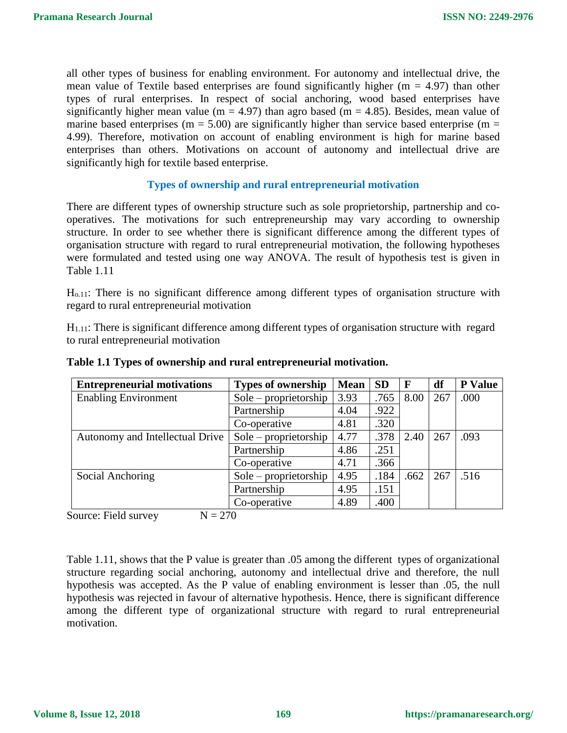all other types of business for enabling environment. For autonomy and intellectual drive, the mean value of Textile based enterprises are found significantly higher (m = 4.97) than other types of rural enterprises. In respect of social anchoring, wood based enterprises have significantly higher mean value (m = 4.97) than agro based (m = 4.85). Besides, mean value of marine based enterprises (m = 5.00) are significantly higher than service based enterprise (m = 4.99). Therefore, motivation on account of enabling environment is high for marine based enterprises than others. Motivations on account of autonomy and intellectual drive are significantly high for textile based enterprise.

### Types of ownership and rural entrepreneurial motivation

There are different types of ownership structure such as sole proprietorship, partnership and co-operatives. The motivations for such entrepreneurship may vary according to ownership structure. In order to see whether there is significant difference among the different types of organisation structure with regard to rural entrepreneurial motivation, the following hypotheses were formulated and tested using one way ANOVA. The result of hypothesis test is given in Table 1.11

$H_{o.11}$: There is no significant difference among different types of organisation structure with regard to rural entrepreneurial motivation

$H_{1.11}$: There is significant difference among different types of organisation structure with regard to rural entrepreneurial motivation

**Table 1.1 Types of ownership and rural entrepreneurial motivation.**

| Entrepreneurial motivations | Types of ownership | Mean | SD | F | df | P Value |
|---|---|---|---|---|---|---|
| Enabling Environment | Sole – proprietorship | 3.93 | .765 | 8.00 | 267 | .000 |
| | Partnership | 4.04 | .922 | | | |
| | Co-operative | 4.81 | .320 | | | |
| Autonomy and Intellectual Drive | Sole – proprietorship | 4.77 | .378 | 2.40 | 267 | .093 |
| | Partnership | 4.86 | .251 | | | |
| | Co-operative | 4.71 | .366 | | | |
| Social Anchoring | Sole – proprietorship | 4.95 | .184 | .662 | 267 | .516 |
| | Partnership | 4.95 | .151 | | | |
| | Co-operative | 4.89 | .400 | | | |

Source: Field survey N = 270

Table 1.11, shows that the P value is greater than .05 among the different types of organizational structure regarding social anchoring, autonomy and intellectual drive and therefore, the null hypothesis was accepted. As the P value of enabling environment is lesser than .05, the null hypothesis was rejected in favour of alternative hypothesis. Hence, there is significant difference among the different type of organizational structure with regard to rural entrepreneurial motivation.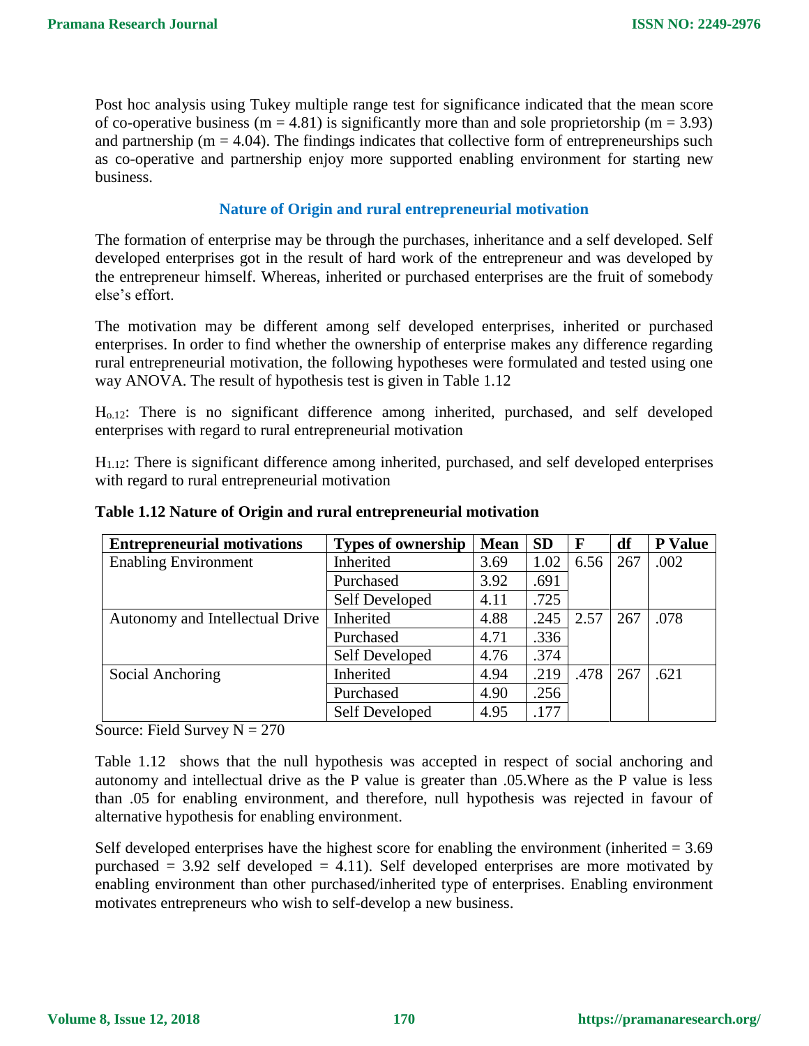Post hoc analysis using Tukey multiple range test for significance indicated that the mean score of co-operative business (m = 4.81) is significantly more than and sole proprietorship (m = 3.93) and partnership (m = 4.04). The findings indicates that collective form of entrepreneurships such as co-operative and partnership enjoy more supported enabling environment for starting new business.

### Nature of Origin and rural entrepreneurial motivation

The formation of enterprise may be through the purchases, inheritance and a self developed. Self developed enterprises got in the result of hard work of the entrepreneur and was developed by the entrepreneur himself. Whereas, inherited or purchased enterprises are the fruit of somebody else's effort.

The motivation may be different among self developed enterprises, inherited or purchased enterprises. In order to find whether the ownership of enterprise makes any difference regarding rural entrepreneurial motivation, the following hypotheses were formulated and tested using one way ANOVA. The result of hypothesis test is given in Table 1.12

$H_{o.12}$: There is no significant difference among inherited, purchased, and self developed enterprises with regard to rural entrepreneurial motivation

$H_{1.12}$: There is significant difference among inherited, purchased, and self developed enterprises with regard to rural entrepreneurial motivation

**Table 1.12 Nature of Origin and rural entrepreneurial motivation**

| Entrepreneurial motivations | Types of ownership | Mean | SD | F | df | P Value |
|---|---|---|---|---|---|---|
| Enabling Environment | Inherited | 3.69 | 1.02 | 6.56 | 267 | .002 |
| | Purchased | 3.92 | .691 | | | |
| | Self Developed | 4.11 | .725 | | | |
| Autonomy and Intellectual Drive | Inherited | 4.88 | .245 | 2.57 | 267 | .078 |
| | Purchased | 4.71 | .336 | | | |
| | Self Developed | 4.76 | .374 | | | |
| Social Anchoring | Inherited | 4.94 | .219 | .478 | 267 | .621 |
| | Purchased | 4.90 | .256 | | | |
| | Self Developed | 4.95 | .177 | | | |

Source: Field Survey N = 270

Table 1.12 shows that the null hypothesis was accepted in respect of social anchoring and autonomy and intellectual drive as the P value is greater than .05.Where as the P value is less than .05 for enabling environment, and therefore, null hypothesis was rejected in favour of alternative hypothesis for enabling environment.

Self developed enterprises have the highest score for enabling the environment (inherited = 3.69 purchased = 3.92 self developed = 4.11). Self developed enterprises are more motivated by enabling environment than other purchased/inherited type of enterprises. Enabling environment motivates entrepreneurs who wish to self-develop a new business.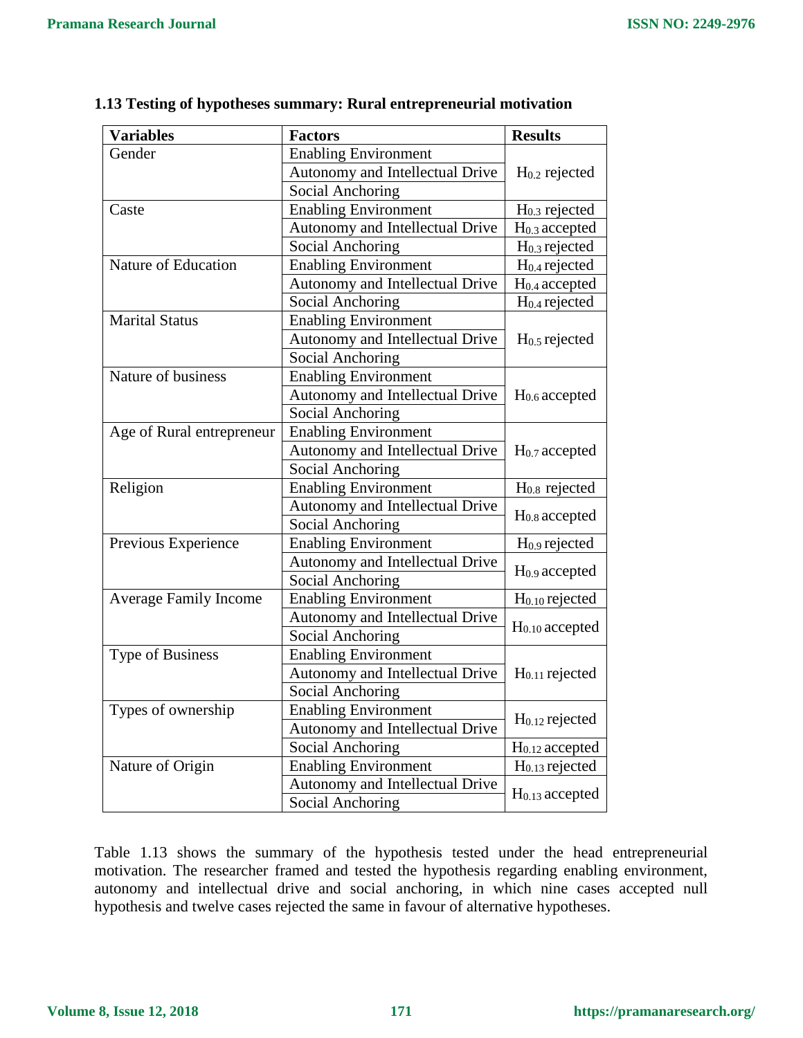### 1.13 Testing of hypotheses summary: Rural entrepreneurial motivation

| Variables | Factors | Results |
|---|---|---|
| Gender | Enabling Environment | $H_{0.2}$ rejected |
| | Autonomy and Intellectual Drive | |
| | Social Anchoring | |
| Caste | Enabling Environment | $H_{0.3}$ rejected |
| | Autonomy and Intellectual Drive | $H_{0.3}$ accepted |
| | Social Anchoring | $H_{0.3}$ rejected |
| Nature of Education | Enabling Environment | $H_{0.4}$ rejected |
| | Autonomy and Intellectual Drive | $H_{0.4}$ accepted |
| | Social Anchoring | $H_{0.4}$ rejected |
| Marital Status | Enabling Environment | $H_{0.5}$ rejected |
| | Autonomy and Intellectual Drive | |
| | Social Anchoring | |
| Nature of business | Enabling Environment | $H_{0.6}$ accepted |
| | Autonomy and Intellectual Drive | |
| | Social Anchoring | |
| Age of Rural entrepreneur | Enabling Environment | $H_{0.7}$ accepted |
| | Autonomy and Intellectual Drive | |
| | Social Anchoring | |
| Religion | Enabling Environment | $H_{0.8}$ rejected |
| | Autonomy and Intellectual Drive | $H_{0.8}$ accepted |
| | Social Anchoring | |
| Previous Experience | Enabling Environment | $H_{0.9}$ rejected |
| | Autonomy and Intellectual Drive | $H_{0.9}$ accepted |
| | Social Anchoring | |
| Average Family Income | Enabling Environment | $H_{0.10}$ rejected |
| | Autonomy and Intellectual Drive | $H_{0.10}$ accepted |
| | Social Anchoring | |
| Type of Business | Enabling Environment | $H_{0.11}$ rejected |
| | Autonomy and Intellectual Drive | |
| | Social Anchoring | |
| Types of ownership | Enabling Environment | $H_{0.12}$ rejected |
| | Autonomy and Intellectual Drive | |
| | Social Anchoring | $H_{0.12}$ accepted |
| Nature of Origin | Enabling Environment | $H_{0.13}$ rejected |
| | Autonomy and Intellectual Drive | $H_{0.13}$ accepted |
| | Social Anchoring | |

Table 1.13 shows the summary of the hypothesis tested under the head entrepreneurial motivation. The researcher framed and tested the hypothesis regarding enabling environment, autonomy and intellectual drive and social anchoring, in which nine cases accepted null hypothesis and twelve cases rejected the same in favour of alternative hypotheses.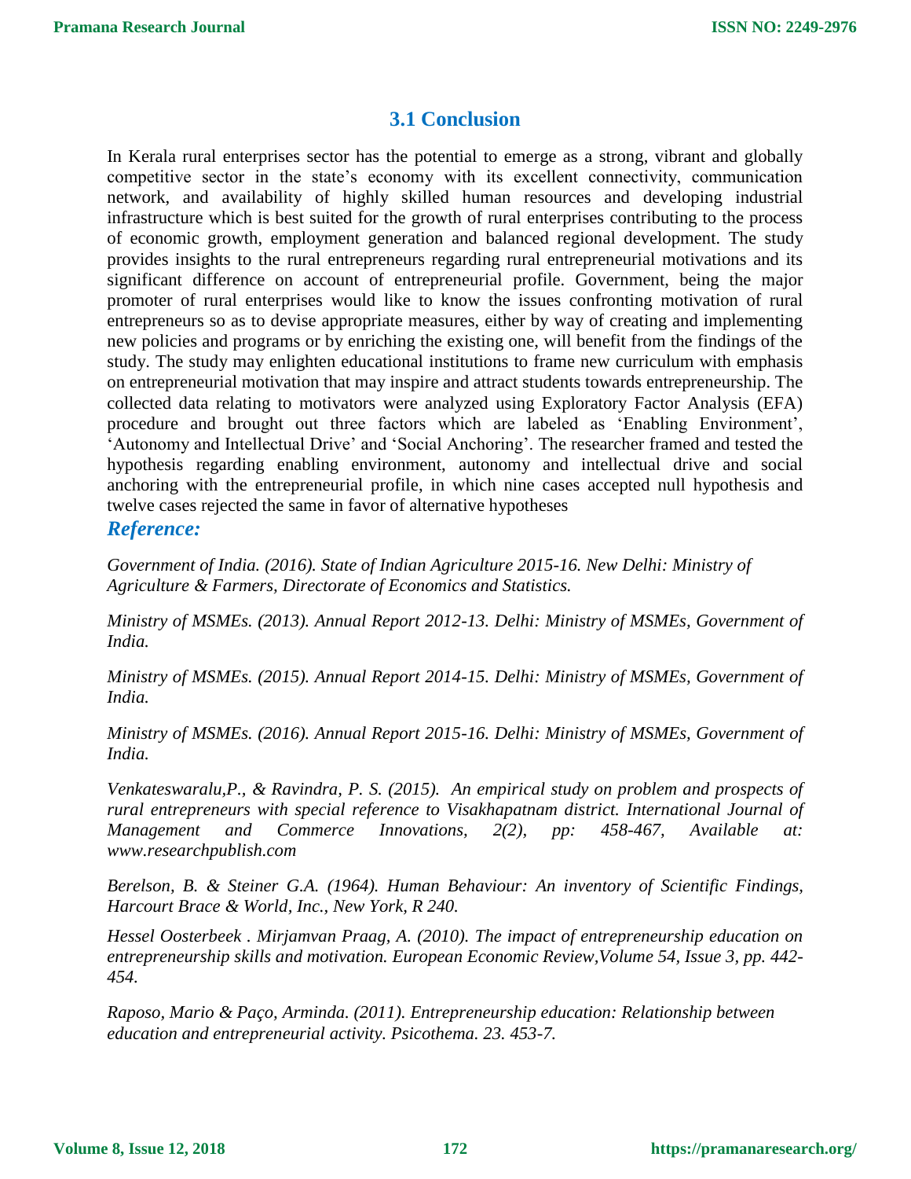## 3.1 Conclusion

In Kerala rural enterprises sector has the potential to emerge as a strong, vibrant and globally competitive sector in the state's economy with its excellent connectivity, communication network, and availability of highly skilled human resources and developing industrial infrastructure which is best suited for the growth of rural enterprises contributing to the process of economic growth, employment generation and balanced regional development. The study provides insights to the rural entrepreneurs regarding rural entrepreneurial motivations and its significant difference on account of entrepreneurial profile. Government, being the major promoter of rural enterprises would like to know the issues confronting motivation of rural entrepreneurs so as to devise appropriate measures, either by way of creating and implementing new policies and programs or by enriching the existing one, will benefit from the findings of the study. The study may enlighten educational institutions to frame new curriculum with emphasis on entrepreneurial motivation that may inspire and attract students towards entrepreneurship. The collected data relating to motivators were analyzed using Exploratory Factor Analysis (EFA) procedure and brought out three factors which are labeled as 'Enabling Environment', 'Autonomy and Intellectual Drive' and 'Social Anchoring'. The researcher framed and tested the hypothesis regarding enabling environment, autonomy and intellectual drive and social anchoring with the entrepreneurial profile, in which nine cases accepted null hypothesis and twelve cases rejected the same in favor of alternative hypotheses

### *Reference:*

*Government of India. (2016). State of Indian Agriculture 2015-16. New Delhi: Ministry of Agriculture & Farmers, Directorate of Economics and Statistics.*

*Ministry of MSMEs. (2013). Annual Report 2012-13. Delhi: Ministry of MSMEs, Government of India.*

*Ministry of MSMEs. (2015). Annual Report 2014-15. Delhi: Ministry of MSMEs, Government of India.*

*Ministry of MSMEs. (2016). Annual Report 2015-16. Delhi: Ministry of MSMEs, Government of India.*

*Venkateswaralu,P., & Ravindra, P. S. (2015). An empirical study on problem and prospects of rural entrepreneurs with special reference to Visakhapatnam district. International Journal of Management and Commerce Innovations, 2(2), pp: 458-467, Available at: www.researchpublish.com*

*Berelson, B. & Steiner G.A. (1964). Human Behaviour: An inventory of Scientific Findings, Harcourt Brace & World, Inc., New York, R 240.*

*Hessel Oosterbeek . Mirjamvan Praag, A. (2010). The impact of entrepreneurship education on entrepreneurship skills and motivation. European Economic Review,Volume 54, Issue 3, pp. 442-454.*

*Raposo, Mario & Paço, Arminda. (2011). Entrepreneurship education: Relationship between education and entrepreneurial activity. Psicothema. 23. 453-7.*